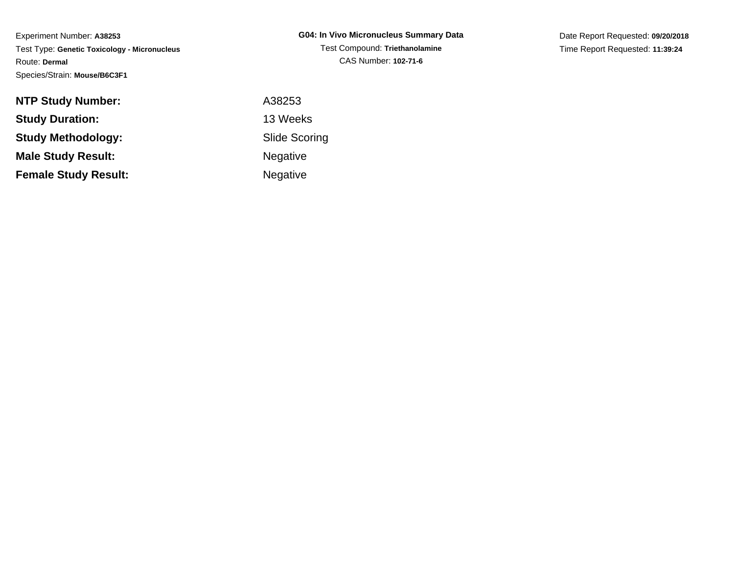Experiment Number: **A38253**
Test Type: **Genetic Toxicology - Micronucleus**
Route: **Dermal**
Species/Strain: **Mouse/B6C3F1**

**G04: In Vivo Micronucleus Summary Data**
Test Compound: **Triethanolamine**
CAS Number: **102-71-6**

Date Report Requested: **09/20/2018**
Time Report Requested: **11:39:24**

| | |
|---|---|
| **NTP Study Number:** | A38253 |
| **Study Duration:** | 13 Weeks |
| **Study Methodology:** | Slide Scoring |
| **Male Study Result:** | Negative |
| **Female Study Result:** | Negative |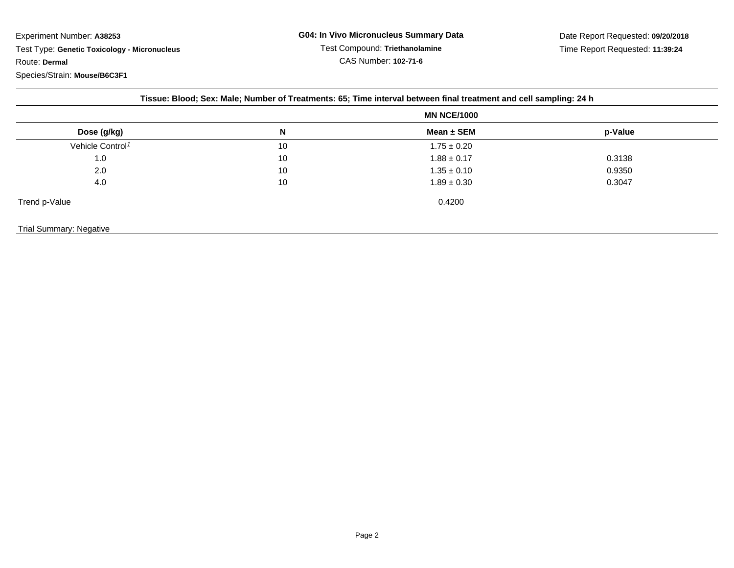Experiment Number: **A38253**

Test Type: **Genetic Toxicology - Micronucleus**

Route: **Dermal**

Species/Strain: **Mouse/B6C3F1**

**G04: In Vivo Micronucleus Summary Data**

Test Compound: **Triethanolamine**

CAS Number: **102-71-6**

Date Report Requested: **09/20/2018**

Time Report Requested: **11:39:24**

**Tissue: Blood; Sex: Male; Number of Treatments: 65; Time interval between final treatment and cell sampling: 24 h**

| | | **MN NCE/1000** | |
|---|---|---|---|
| **Dose (g/kg)** | **N** | **Mean ± SEM** | **p-Value** |
| Vehicle Control[1] | 10 | 1.75 ± 0.20 | |
| 1.0 | 10 | 1.88 ± 0.17 | 0.3138 |
| 2.0 | 10 | 1.35 ± 0.10 | 0.9350 |
| 4.0 | 10 | 1.89 ± 0.30 | 0.3047 |
| Trend p-Value | | 0.4200 | |

Trial Summary: Negative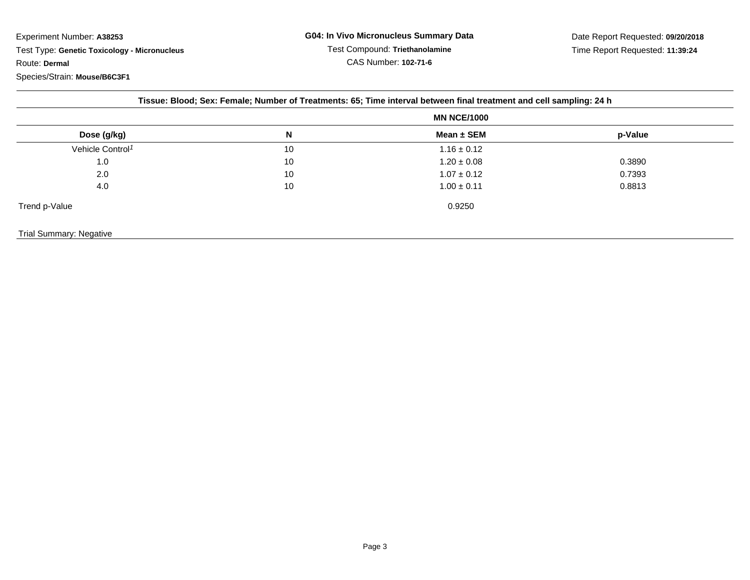Experiment Number: **A38253**

Test Type: **Genetic Toxicology - Micronucleus**

Route: **Dermal**

Species/Strain: **Mouse/B6C3F1**

**G04: In Vivo Micronucleus Summary Data**

Test Compound: **Triethanolamine**

CAS Number: **102-71-6**

Date Report Requested: **09/20/2018**

Time Report Requested: **11:39:24**

**Tissue: Blood; Sex: Female; Number of Treatments: 65; Time interval between final treatment and cell sampling: 24 h**

| | | MN NCE/1000 | |
|---|---|---|---|
| **Dose (g/kg)** | **N** | **Mean ± SEM** | **p-Value** |
| Vehicle Control[1] | 10 | 1.16 ± 0.12 | |
| 1.0 | 10 | 1.20 ± 0.08 | 0.3890 |
| 2.0 | 10 | 1.07 ± 0.12 | 0.7393 |
| 4.0 | 10 | 1.00 ± 0.11 | 0.8813 |
| Trend p-Value | | 0.9250 | |

Trial Summary: Negative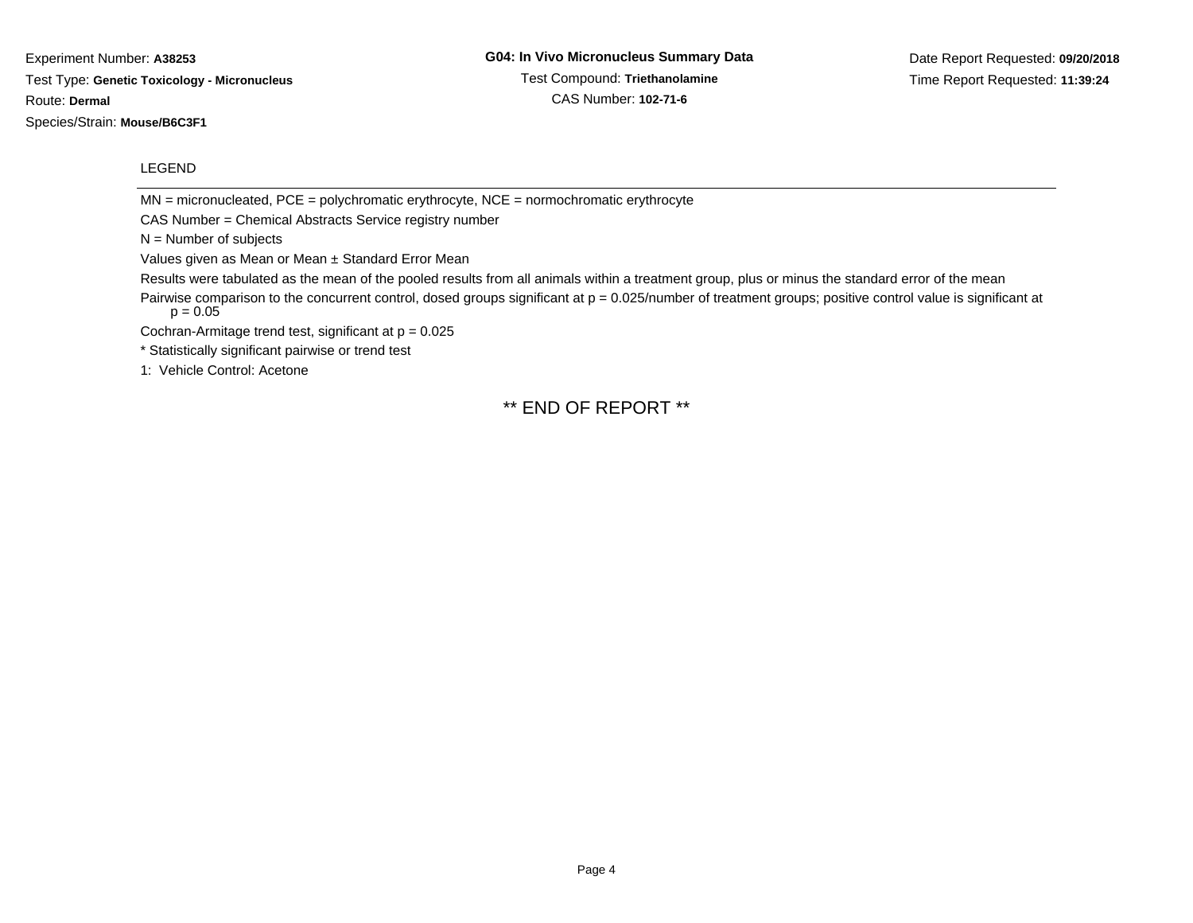Experiment Number: **A38253**

Test Type: **Genetic Toxicology - Micronucleus**

Route: **Dermal**

Species/Strain: **Mouse/B6C3F1**

**G04: In Vivo Micronucleus Summary Data**

Test Compound: **Triethanolamine**

CAS Number: **102-71-6**

Date Report Requested: **09/20/2018**

Time Report Requested: **11:39:24**

LEGEND

MN = micronucleated, PCE = polychromatic erythrocyte, NCE = normochromatic erythrocyte

CAS Number = Chemical Abstracts Service registry number

N = Number of subjects

Values given as Mean or Mean ± Standard Error Mean

Results were tabulated as the mean of the pooled results from all animals within a treatment group, plus or minus the standard error of the mean

Pairwise comparison to the concurrent control, dosed groups significant at p = 0.025/number of treatment groups; positive control value is significant at p = 0.05

Cochran-Armitage trend test, significant at p = 0.025

* Statistically significant pairwise or trend test

1: Vehicle Control: Acetone

** END OF REPORT **